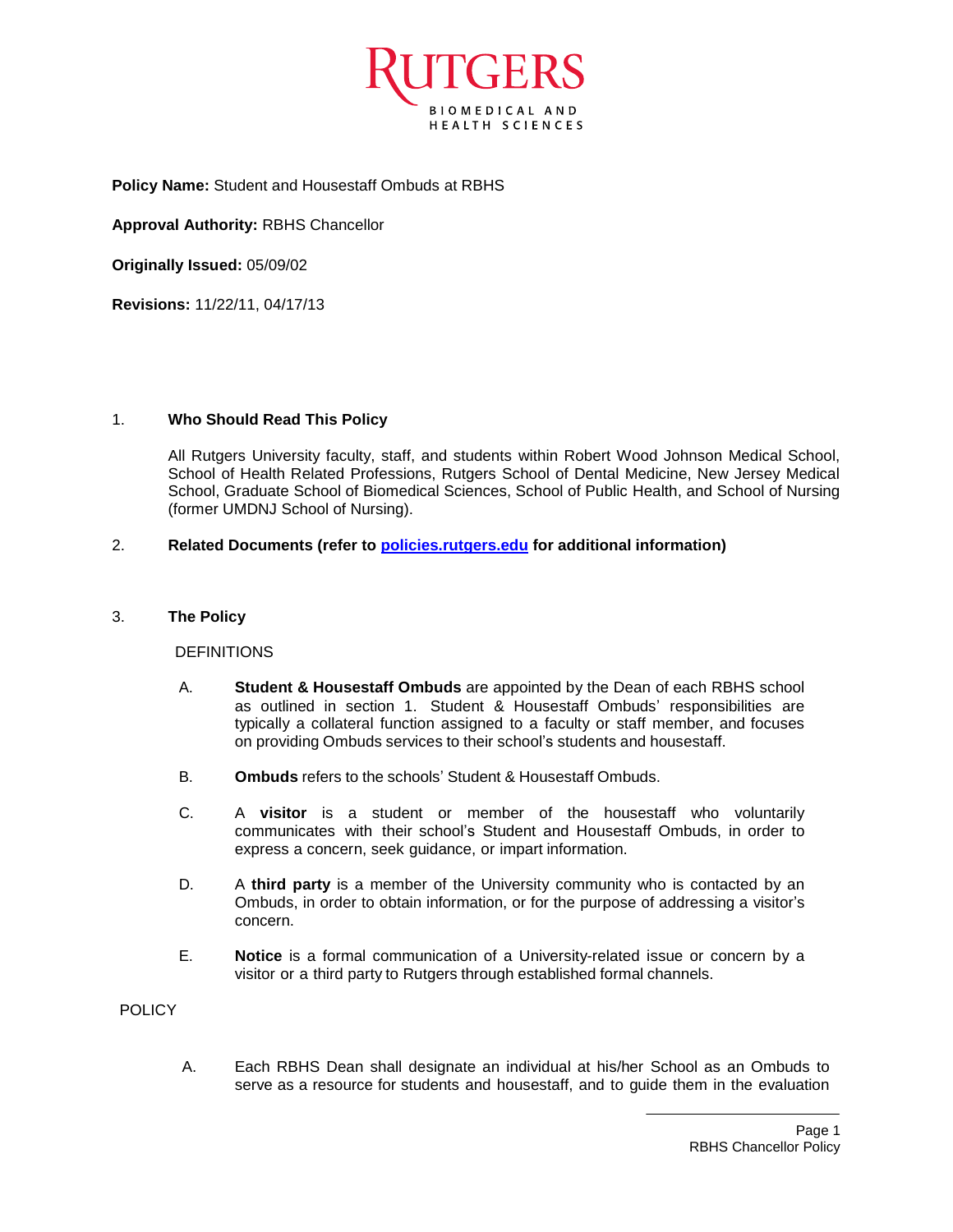RUTGERS
BIOMEDICAL AND HEALTH SCIENCES

**Policy Name:** Student and Housestaff Ombuds at RBHS

**Approval Authority:** RBHS Chancellor

**Originally Issued:** 05/09/02

**Revisions:** 11/22/11, 04/17/13

## 1. Who Should Read This Policy

All Rutgers University faculty, staff, and students within Robert Wood Johnson Medical School, School of Health Related Professions, Rutgers School of Dental Medicine, New Jersey Medical School, Graduate School of Biomedical Sciences, School of Public Health, and School of Nursing (former UMDNJ School of Nursing).

## 2. Related Documents (refer to [policies.rutgers.edu](policies.rutgers.edu) for additional information)

## 3. The Policy

DEFINITIONS

A. **Student & Housestaff Ombuds** are appointed by the Dean of each RBHS school as outlined in section 1. Student & Housestaff Ombuds' responsibilities are typically a collateral function assigned to a faculty or staff member, and focuses on providing Ombuds services to their school's students and housestaff.

B. **Ombuds** refers to the schools' Student & Housestaff Ombuds.

C. A **visitor** is a student or member of the housestaff who voluntarily communicates with their school's Student and Housestaff Ombuds, in order to express a concern, seek guidance, or impart information.

D. A **third party** is a member of the University community who is contacted by an Ombuds, in order to obtain information, or for the purpose of addressing a visitor's concern.

E. **Notice** is a formal communication of a University-related issue or concern by a visitor or a third party to Rutgers through established formal channels.

POLICY

A. Each RBHS Dean shall designate an individual at his/her School as an Ombuds to serve as a resource for students and housestaff, and to guide them in the evaluation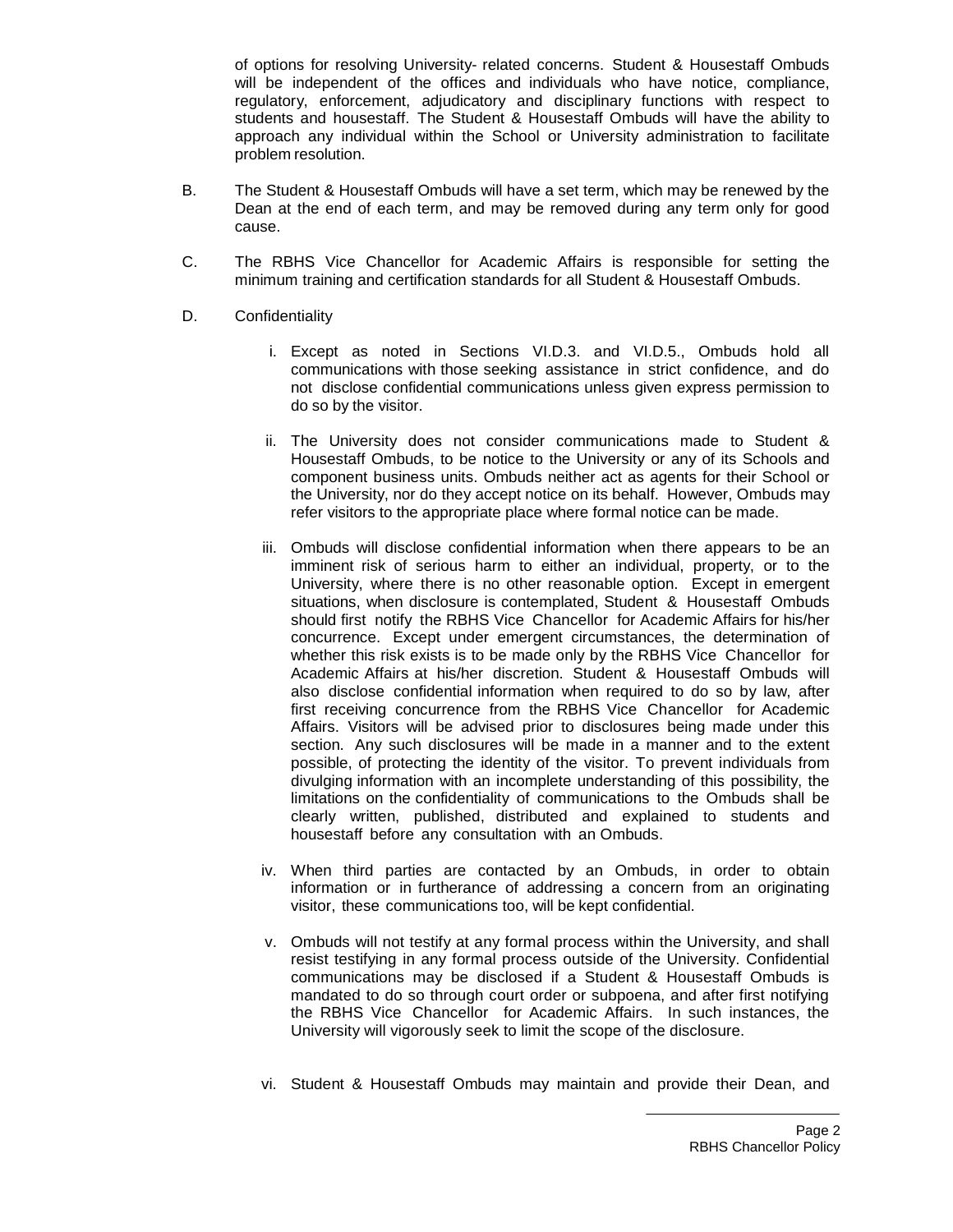of options for resolving University- related concerns. Student & Housestaff Ombuds will be independent of the offices and individuals who have notice, compliance, regulatory, enforcement, adjudicatory and disciplinary functions with respect to students and housestaff. The Student & Housestaff Ombuds will have the ability to approach any individual within the School or University administration to facilitate problem resolution.

B. The Student & Housestaff Ombuds will have a set term, which may be renewed by the Dean at the end of each term, and may be removed during any term only for good cause.

C. The RBHS Vice Chancellor for Academic Affairs is responsible for setting the minimum training and certification standards for all Student & Housestaff Ombuds.

D. Confidentiality

i. Except as noted in Sections VI.D.3. and VI.D.5., Ombuds hold all communications with those seeking assistance in strict confidence, and do not disclose confidential communications unless given express permission to do so by the visitor.

ii. The University does not consider communications made to Student & Housestaff Ombuds, to be notice to the University or any of its Schools and component business units. Ombuds neither act as agents for their School or the University, nor do they accept notice on its behalf. However, Ombuds may refer visitors to the appropriate place where formal notice can be made.

iii. Ombuds will disclose confidential information when there appears to be an imminent risk of serious harm to either an individual, property, or to the University, where there is no other reasonable option. Except in emergent situations, when disclosure is contemplated, Student & Housestaff Ombuds should first notify the RBHS Vice Chancellor for Academic Affairs for his/her concurrence. Except under emergent circumstances, the determination of whether this risk exists is to be made only by the RBHS Vice Chancellor for Academic Affairs at his/her discretion. Student & Housestaff Ombuds will also disclose confidential information when required to do so by law, after first receiving concurrence from the RBHS Vice Chancellor for Academic Affairs. Visitors will be advised prior to disclosures being made under this section. Any such disclosures will be made in a manner and to the extent possible, of protecting the identity of the visitor. To prevent individuals from divulging information with an incomplete understanding of this possibility, the limitations on the confidentiality of communications to the Ombuds shall be clearly written, published, distributed and explained to students and housestaff before any consultation with an Ombuds.

iv. When third parties are contacted by an Ombuds, in order to obtain information or in furtherance of addressing a concern from an originating visitor, these communications too, will be kept confidential.

v. Ombuds will not testify at any formal process within the University, and shall resist testifying in any formal process outside of the University. Confidential communications may be disclosed if a Student & Housestaff Ombuds is mandated to do so through court order or subpoena, and after first notifying the RBHS Vice Chancellor for Academic Affairs. In such instances, the University will vigorously seek to limit the scope of the disclosure.

vi. Student & Housestaff Ombuds may maintain and provide their Dean, and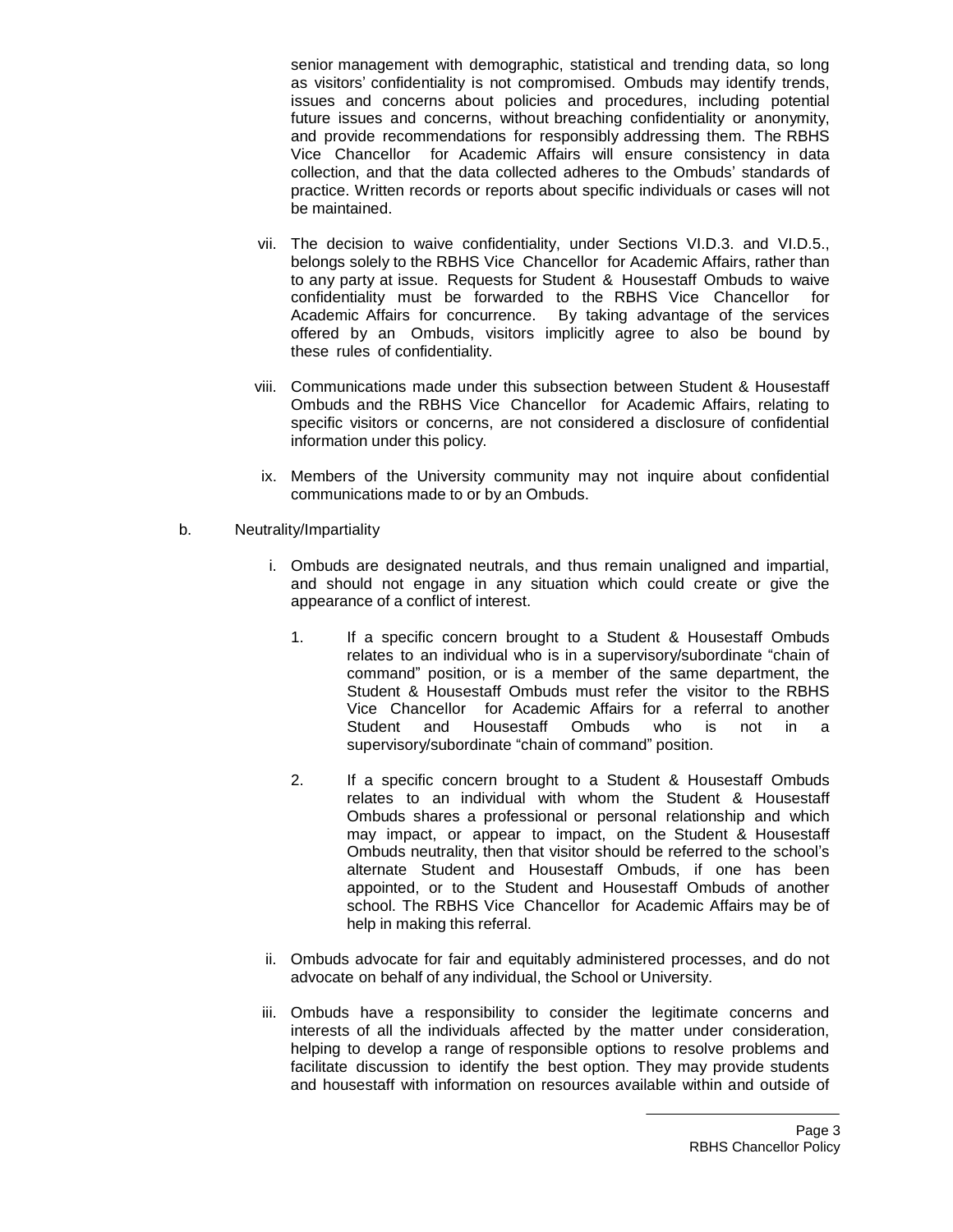senior management with demographic, statistical and trending data, so long as visitors' confidentiality is not compromised. Ombuds may identify trends, issues and concerns about policies and procedures, including potential future issues and concerns, without breaching confidentiality or anonymity, and provide recommendations for responsibly addressing them. The RBHS Vice Chancellor for Academic Affairs will ensure consistency in data collection, and that the data collected adheres to the Ombuds' standards of practice. Written records or reports about specific individuals or cases will not be maintained.

vii. The decision to waive confidentiality, under Sections VI.D.3. and VI.D.5., belongs solely to the RBHS Vice Chancellor for Academic Affairs, rather than to any party at issue. Requests for Student & Housestaff Ombuds to waive confidentiality must be forwarded to the RBHS Vice Chancellor for Academic Affairs for concurrence. By taking advantage of the services offered by an Ombuds, visitors implicitly agree to also be bound by these rules of confidentiality.

viii. Communications made under this subsection between Student & Housestaff Ombuds and the RBHS Vice Chancellor for Academic Affairs, relating to specific visitors or concerns, are not considered a disclosure of confidential information under this policy.

ix. Members of the University community may not inquire about confidential communications made to or by an Ombuds.

b. Neutrality/Impartiality

i. Ombuds are designated neutrals, and thus remain unaligned and impartial, and should not engage in any situation which could create or give the appearance of a conflict of interest.

1. If a specific concern brought to a Student & Housestaff Ombuds relates to an individual who is in a supervisory/subordinate "chain of command" position, or is a member of the same department, the Student & Housestaff Ombuds must refer the visitor to the RBHS Vice Chancellor for Academic Affairs for a referral to another Student and Housestaff Ombuds who is not in a supervisory/subordinate "chain of command" position.

2. If a specific concern brought to a Student & Housestaff Ombuds relates to an individual with whom the Student & Housestaff Ombuds shares a professional or personal relationship and which may impact, or appear to impact, on the Student & Housestaff Ombuds neutrality, then that visitor should be referred to the school's alternate Student and Housestaff Ombuds, if one has been appointed, or to the Student and Housestaff Ombuds of another school. The RBHS Vice Chancellor for Academic Affairs may be of help in making this referral.

ii. Ombuds advocate for fair and equitably administered processes, and do not advocate on behalf of any individual, the School or University.

iii. Ombuds have a responsibility to consider the legitimate concerns and interests of all the individuals affected by the matter under consideration, helping to develop a range of responsible options to resolve problems and facilitate discussion to identify the best option. They may provide students and housestaff with information on resources available within and outside of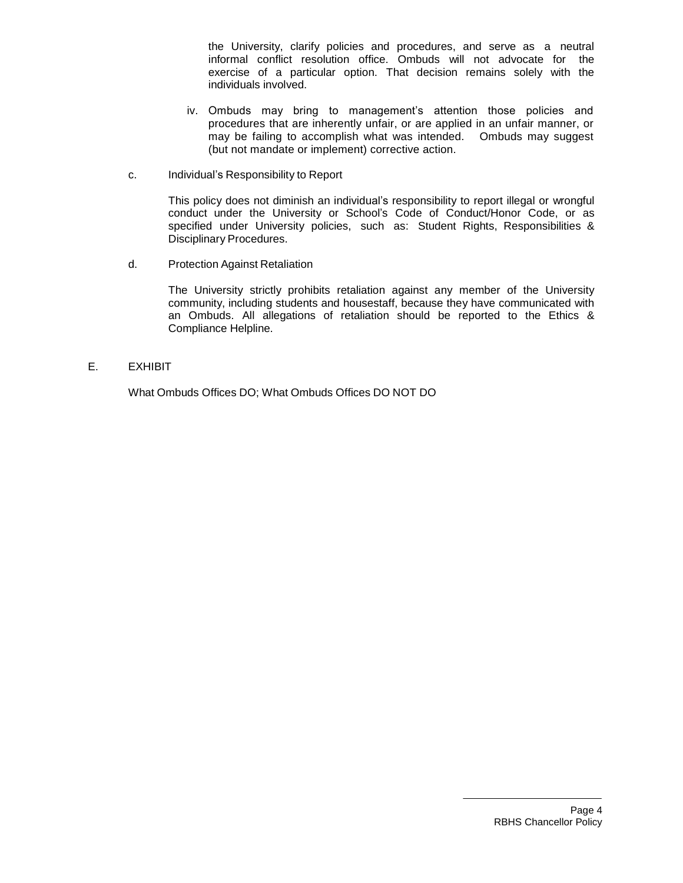the University, clarify policies and procedures, and serve as a neutral informal conflict resolution office. Ombuds will not advocate for the exercise of a particular option. That decision remains solely with the individuals involved.

iv. Ombuds may bring to management's attention those policies and procedures that are inherently unfair, or are applied in an unfair manner, or may be failing to accomplish what was intended. Ombuds may suggest (but not mandate or implement) corrective action.

c. Individual's Responsibility to Report

This policy does not diminish an individual's responsibility to report illegal or wrongful conduct under the University or School's Code of Conduct/Honor Code, or as specified under University policies, such as: Student Rights, Responsibilities & Disciplinary Procedures.

d. Protection Against Retaliation

The University strictly prohibits retaliation against any member of the University community, including students and housestaff, because they have communicated with an Ombuds. All allegations of retaliation should be reported to the Ethics & Compliance Helpline.

## E. EXHIBIT

What Ombuds Offices DO; What Ombuds Offices DO NOT DO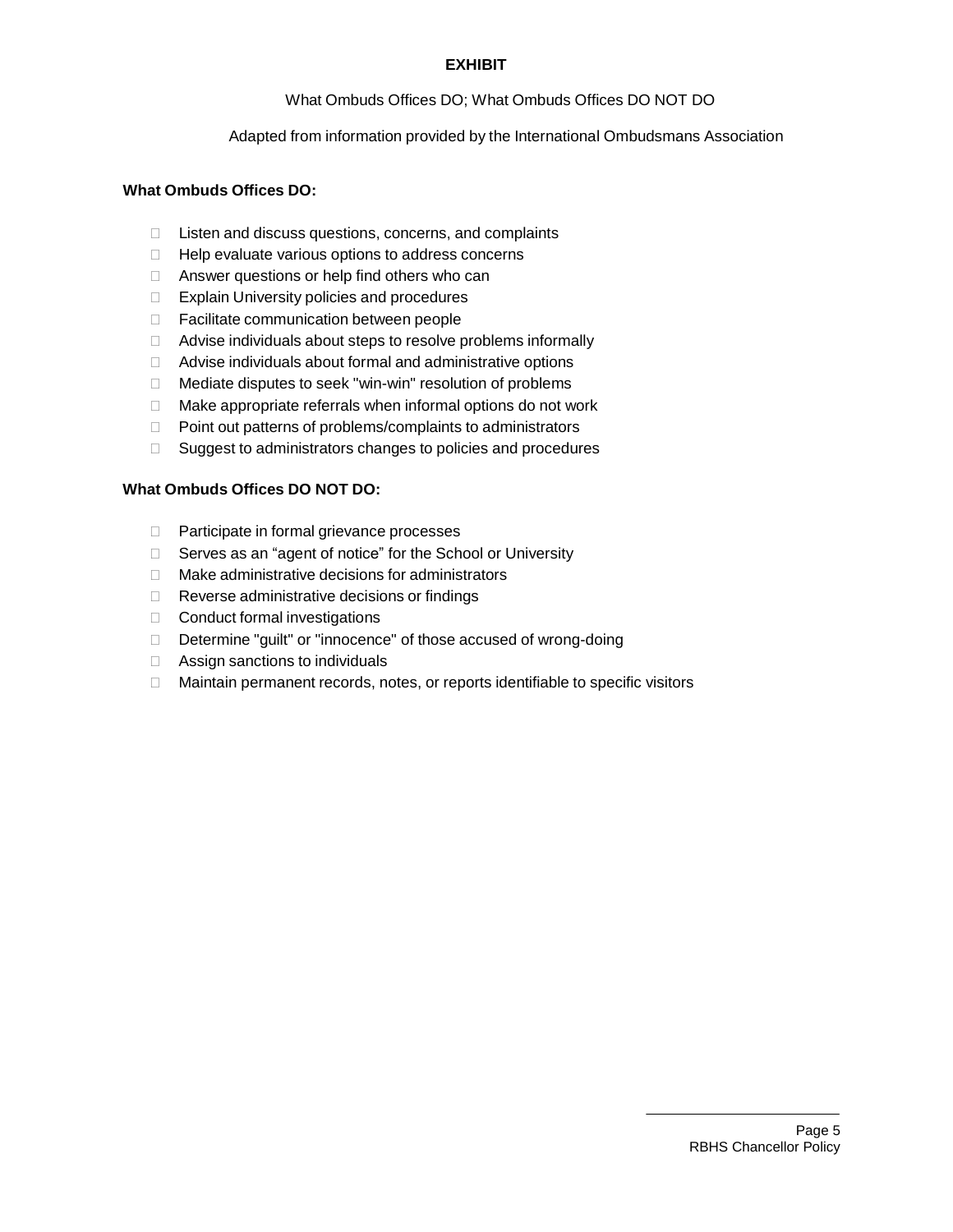**EXHIBIT**

What Ombuds Offices DO; What Ombuds Offices DO NOT DO

Adapted from information provided by the International Ombudsmans Association

**What Ombuds Offices DO:**

- Listen and discuss questions, concerns, and complaints
- Help evaluate various options to address concerns
- Answer questions or help find others who can
- Explain University policies and procedures
- Facilitate communication between people
- Advise individuals about steps to resolve problems informally
- Advise individuals about formal and administrative options
- Mediate disputes to seek "win-win" resolution of problems
- Make appropriate referrals when informal options do not work
- Point out patterns of problems/complaints to administrators
- Suggest to administrators changes to policies and procedures

**What Ombuds Offices DO NOT DO:**

- Participate in formal grievance processes
- Serves as an “agent of notice” for the School or University
- Make administrative decisions for administrators
- Reverse administrative decisions or findings
- Conduct formal investigations
- Determine "guilt" or "innocence" of those accused of wrong-doing
- Assign sanctions to individuals
- Maintain permanent records, notes, or reports identifiable to specific visitors